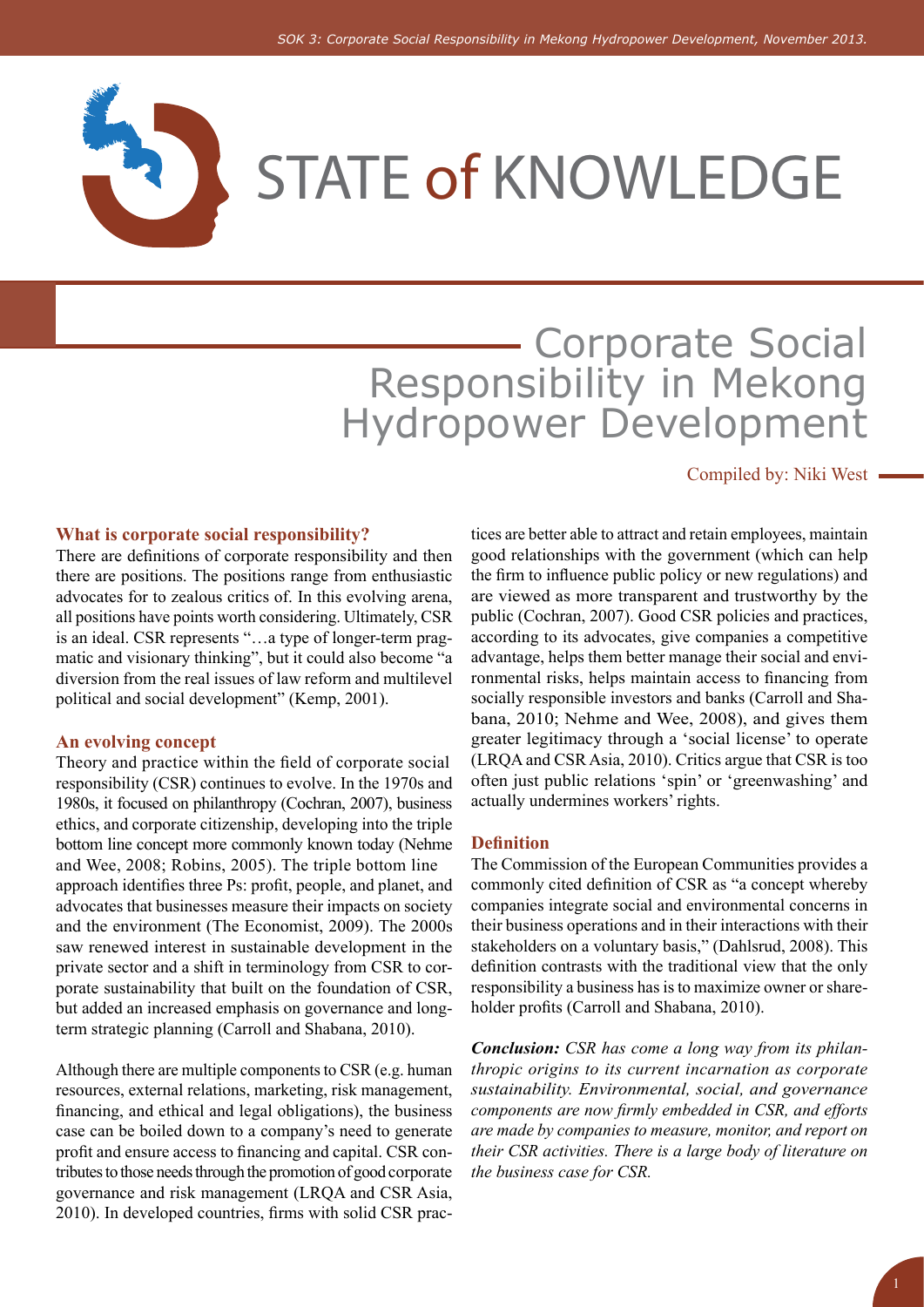# STATE of KNOWLEDGE

# Corporate Social Responsibility in Mekong Hydropower Development

Compiled by: Niki West

## What is corporate social responsibility?

There are definitions of corporate responsibility and then there are positions. The positions range from enthusiastic advocates for to zealous critics of. In this evolving arena, all positions have points worth considering. Ultimately, CSR is an ideal. CSR represents "…a type of longer-term pragmatic and visionary thinking", but it could also become "a diversion from the real issues of law reform and multilevel political and social development" (Kemp, 2001).

## An evolving concept

Theory and practice within the field of corporate social responsibility (CSR) continues to evolve. In the 1970s and 1980s, it focused on philanthropy (Cochran, 2007), business ethics, and corporate citizenship, developing into the triple bottom line concept more commonly known today (Nehme and Wee, 2008; Robins, 2005). The triple bottom line approach identifies three Ps: profit, people, and planet, and advocates that businesses measure their impacts on society and the environment (The Economist, 2009). The 2000s saw renewed interest in sustainable development in the private sector and a shift in terminology from CSR to corporate sustainability that built on the foundation of CSR, but added an increased emphasis on governance and long-term strategic planning (Carroll and Shabana, 2010).

Although there are multiple components to CSR (e.g. human resources, external relations, marketing, risk management, financing, and ethical and legal obligations), the business case can be boiled down to a company's need to generate profit and ensure access to financing and capital. CSR contributes to those needs through the promotion of good corporate governance and risk management (LRQA and CSR Asia, 2010). In developed countries, firms with solid CSR practices are better able to attract and retain employees, maintain good relationships with the government (which can help the firm to influence public policy or new regulations) and are viewed as more transparent and trustworthy by the public (Cochran, 2007). Good CSR policies and practices, according to its advocates, give companies a competitive advantage, helps them better manage their social and environmental risks, helps maintain access to financing from socially responsible investors and banks (Carroll and Shabana, 2010; Nehme and Wee, 2008), and gives them greater legitimacy through a 'social license' to operate (LRQA and CSR Asia, 2010). Critics argue that CSR is too often just public relations 'spin' or 'greenwashing' and actually undermines workers' rights.

## Definition

The Commission of the European Communities provides a commonly cited definition of CSR as "a concept whereby companies integrate social and environmental concerns in their business operations and in their interactions with their stakeholders on a voluntary basis," (Dahlsrud, 2008). This definition contrasts with the traditional view that the only responsibility a business has is to maximize owner or shareholder profits (Carroll and Shabana, 2010).

***Conclusion:*** *CSR has come a long way from its philanthropic origins to its current incarnation as corporate sustainability. Environmental, social, and governance components are now firmly embedded in CSR, and efforts are made by companies to measure, monitor, and report on their CSR activities. There is a large body of literature on the business case for CSR.*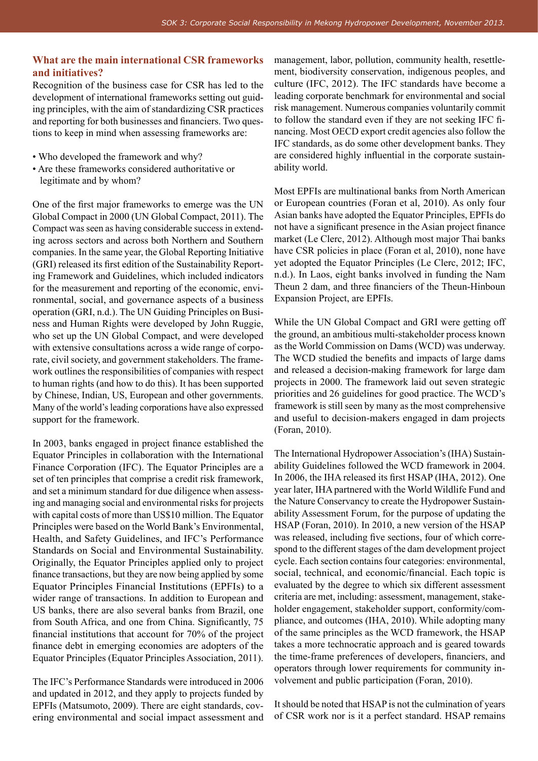## What are the main international CSR frameworks and initiatives?

Recognition of the business case for CSR has led to the development of international frameworks setting out guiding principles, with the aim of standardizing CSR practices and reporting for both businesses and financiers. Two questions to keep in mind when assessing frameworks are:

- Who developed the framework and why?
- Are these frameworks considered authoritative or legitimate and by whom?

One of the first major frameworks to emerge was the UN Global Compact in 2000 (UN Global Compact, 2011). The Compact was seen as having considerable success in extending across sectors and across both Northern and Southern companies. In the same year, the Global Reporting Initiative (GRI) released its first edition of the Sustainability Reporting Framework and Guidelines, which included indicators for the measurement and reporting of the economic, environmental, social, and governance aspects of a business operation (GRI, n.d.). The UN Guiding Principles on Business and Human Rights were developed by John Ruggie, who set up the UN Global Compact, and were developed with extensive consultations across a wide range of corporate, civil society, and government stakeholders. The framework outlines the responsibilities of companies with respect to human rights (and how to do this). It has been supported by Chinese, Indian, US, European and other governments. Many of the world's leading corporations have also expressed support for the framework.

In 2003, banks engaged in project finance established the Equator Principles in collaboration with the International Finance Corporation (IFC). The Equator Principles are a set of ten principles that comprise a credit risk framework, and set a minimum standard for due diligence when assessing and managing social and environmental risks for projects with capital costs of more than US$10 million. The Equator Principles were based on the World Bank's Environmental, Health, and Safety Guidelines, and IFC's Performance Standards on Social and Environmental Sustainability. Originally, the Equator Principles applied only to project finance transactions, but they are now being applied by some Equator Principles Financial Institutions (EPFIs) to a wider range of transactions. In addition to European and US banks, there are also several banks from Brazil, one from South Africa, and one from China. Significantly, 75 financial institutions that account for 70% of the project finance debt in emerging economies are adopters of the Equator Principles (Equator Principles Association, 2011).

The IFC's Performance Standards were introduced in 2006 and updated in 2012, and they apply to projects funded by EPFIs (Matsumoto, 2009). There are eight standards, covering environmental and social impact assessment and management, labor, pollution, community health, resettlement, biodiversity conservation, indigenous peoples, and culture (IFC, 2012). The IFC standards have become a leading corporate benchmark for environmental and social risk management. Numerous companies voluntarily commit to follow the standard even if they are not seeking IFC financing. Most OECD export credit agencies also follow the IFC standards, as do some other development banks. They are considered highly influential in the corporate sustainability world.

Most EPFIs are multinational banks from North American or European countries (Foran et al, 2010). As only four Asian banks have adopted the Equator Principles, EPFIs do not have a significant presence in the Asian project finance market (Le Clerc, 2012). Although most major Thai banks have CSR policies in place (Foran et al, 2010), none have yet adopted the Equator Principles (Le Clerc, 2012; IFC, n.d.). In Laos, eight banks involved in funding the Nam Theun 2 dam, and three financiers of the Theun-Hinboun Expansion Project, are EPFIs.

While the UN Global Compact and GRI were getting off the ground, an ambitious multi-stakeholder process known as the World Commission on Dams (WCD) was underway. The WCD studied the benefits and impacts of large dams and released a decision-making framework for large dam projects in 2000. The framework laid out seven strategic priorities and 26 guidelines for good practice. The WCD's framework is still seen by many as the most comprehensive and useful to decision-makers engaged in dam projects (Foran, 2010).

The International Hydropower Association's (IHA) Sustainability Guidelines followed the WCD framework in 2004. In 2006, the IHA released its first HSAP (IHA, 2012). One year later, IHA partnered with the World Wildlife Fund and the Nature Conservancy to create the Hydropower Sustainability Assessment Forum, for the purpose of updating the HSAP (Foran, 2010). In 2010, a new version of the HSAP was released, including five sections, four of which correspond to the different stages of the dam development project cycle. Each section contains four categories: environmental, social, technical, and economic/financial. Each topic is evaluated by the degree to which six different assessment criteria are met, including: assessment, management, stakeholder engagement, stakeholder support, conformity/compliance, and outcomes (IHA, 2010). While adopting many of the same principles as the WCD framework, the HSAP takes a more technocratic approach and is geared towards the time-frame preferences of developers, financiers, and operators through lower requirements for community involvement and public participation (Foran, 2010).

It should be noted that HSAP is not the culmination of years of CSR work nor is it a perfect standard. HSAP remains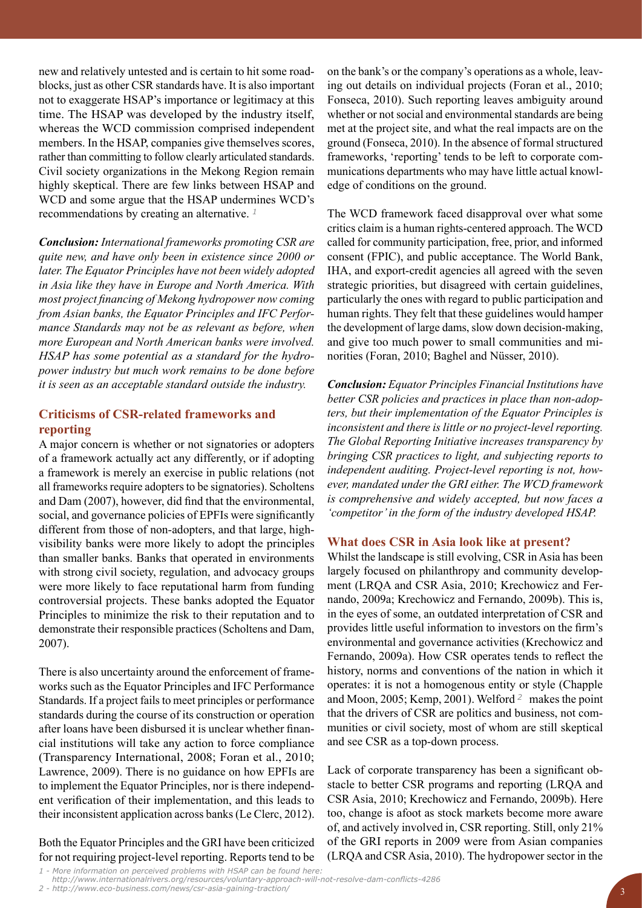new and relatively untested and is certain to hit some roadblocks, just as other CSR standards have. It is also important not to exaggerate HSAP's importance or legitimacy at this time. The HSAP was developed by the industry itself, whereas the WCD commission comprised independent members. In the HSAP, companies give themselves scores, rather than committing to follow clearly articulated standards. Civil society organizations in the Mekong Region remain highly skeptical. There are few links between HSAP and WCD and some argue that the HSAP undermines WCD's recommendations by creating an alternative. [1]

***Conclusion:** International frameworks promoting CSR are quite new, and have only been in existence since 2000 or later. The Equator Principles have not been widely adopted in Asia like they have in Europe and North America. With most project financing of Mekong hydropower now coming from Asian banks, the Equator Principles and IFC Performance Standards may not be as relevant as before, when more European and North American banks were involved. HSAP has some potential as a standard for the hydropower industry but much work remains to be done before it is seen as an acceptable standard outside the industry.*

## Criticisms of CSR-related frameworks and reporting

A major concern is whether or not signatories or adopters of a framework actually act any differently, or if adopting a framework is merely an exercise in public relations (not all frameworks require adopters to be signatories). Scholtens and Dam (2007), however, did find that the environmental, social, and governance policies of EPFIs were significantly different from those of non-adopters, and that large, high-visibility banks were more likely to adopt the principles than smaller banks. Banks that operated in environments with strong civil society, regulation, and advocacy groups were more likely to face reputational harm from funding controversial projects. These banks adopted the Equator Principles to minimize the risk to their reputation and to demonstrate their responsible practices (Scholtens and Dam, 2007).

There is also uncertainty around the enforcement of frameworks such as the Equator Principles and IFC Performance Standards. If a project fails to meet principles or performance standards during the course of its construction or operation after loans have been disbursed it is unclear whether financial institutions will take any action to force compliance (Transparency International, 2008; Foran et al., 2010; Lawrence, 2009). There is no guidance on how EPFIs are to implement the Equator Principles, nor is there independent verification of their implementation, and this leads to their inconsistent application across banks (Le Clerc, 2012).

Both the Equator Principles and the GRI have been criticized for not requiring project-level reporting. Reports tend to be on the bank's or the company's operations as a whole, leaving out details on individual projects (Foran et al., 2010; Fonseca, 2010). Such reporting leaves ambiguity around whether or not social and environmental standards are being met at the project site, and what the real impacts are on the ground (Fonseca, 2010). In the absence of formal structured frameworks, 'reporting' tends to be left to corporate communications departments who may have little actual knowledge of conditions on the ground.

The WCD framework faced disapproval over what some critics claim is a human rights-centered approach. The WCD called for community participation, free, prior, and informed consent (FPIC), and public acceptance. The World Bank, IHA, and export-credit agencies all agreed with the seven strategic priorities, but disagreed with certain guidelines, particularly the ones with regard to public participation and human rights. They felt that these guidelines would hamper the development of large dams, slow down decision-making, and give too much power to small communities and minorities (Foran, 2010; Baghel and Nüsser, 2010).

***Conclusion:** Equator Principles Financial Institutions have better CSR policies and practices in place than non-adopters, but their implementation of the Equator Principles is inconsistent and there is little or no project-level reporting. The Global Reporting Initiative increases transparency by bringing CSR practices to light, and subjecting reports to independent auditing. Project-level reporting is not, however, mandated under the GRI either. The WCD framework is comprehensive and widely accepted, but now faces a 'competitor' in the form of the industry developed HSAP.*

## What does CSR in Asia look like at present?

Whilst the landscape is still evolving, CSR in Asia has been largely focused on philanthropy and community development (LRQA and CSR Asia, 2010; Krechowicz and Fernando, 2009a; Krechowicz and Fernando, 2009b). This is, in the eyes of some, an outdated interpretation of CSR and provides little useful information to investors on the firm's environmental and governance activities (Krechowicz and Fernando, 2009a). How CSR operates tends to reflect the history, norms and conventions of the nation in which it operates: it is not a homogenous entity or style (Chapple and Moon, 2005; Kemp, 2001). Welford [2] makes the point that the drivers of CSR are politics and business, not communities or civil society, most of whom are still skeptical and see CSR as a top-down process.

Lack of corporate transparency has been a significant obstacle to better CSR programs and reporting (LRQA and CSR Asia, 2010; Krechowicz and Fernando, 2009b). Here too, change is afoot as stock markets become more aware of, and actively involved in, CSR reporting. Still, only 21% of the GRI reports in 2009 were from Asian companies (LRQA and CSR Asia, 2010). The hydropower sector in the

1 - More information on perceived problems with HSAP can be found here: http://www.internationalrivers.org/resources/voluntary-approach-will-not-resolve-dam-conflicts-4286

2 - http://www.eco-business.com/news/csr-asia-gaining-traction/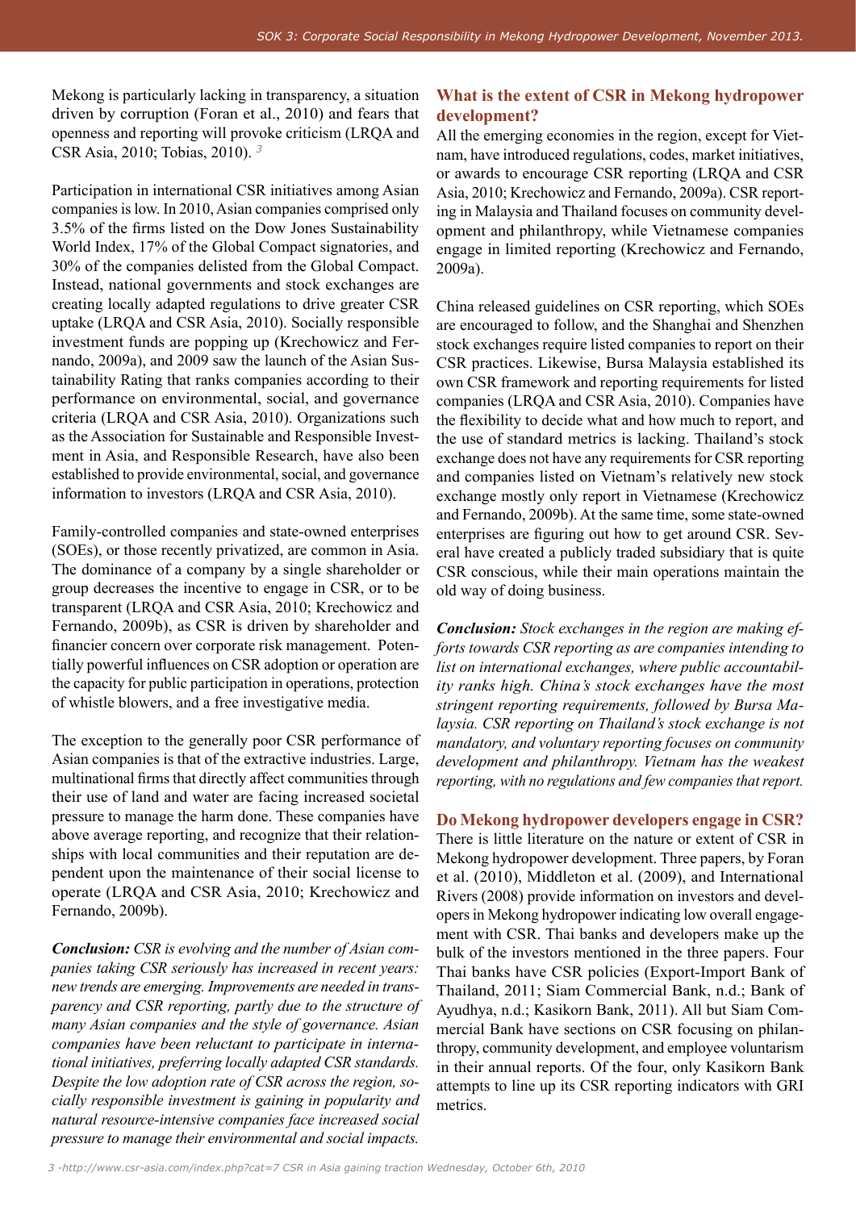Mekong is particularly lacking in transparency, a situation driven by corruption (Foran et al., 2010) and fears that openness and reporting will provoke criticism (LRQA and CSR Asia, 2010; Tobias, 2010). [3]

Participation in international CSR initiatives among Asian companies is low. In 2010, Asian companies comprised only 3.5% of the firms listed on the Dow Jones Sustainability World Index, 17% of the Global Compact signatories, and 30% of the companies delisted from the Global Compact. Instead, national governments and stock exchanges are creating locally adapted regulations to drive greater CSR uptake (LRQA and CSR Asia, 2010). Socially responsible investment funds are popping up (Krechowicz and Fernando, 2009a), and 2009 saw the launch of the Asian Sustainability Rating that ranks companies according to their performance on environmental, social, and governance criteria (LRQA and CSR Asia, 2010). Organizations such as the Association for Sustainable and Responsible Investment in Asia, and Responsible Research, have also been established to provide environmental, social, and governance information to investors (LRQA and CSR Asia, 2010).

Family-controlled companies and state-owned enterprises (SOEs), or those recently privatized, are common in Asia. The dominance of a company by a single shareholder or group decreases the incentive to engage in CSR, or to be transparent (LRQA and CSR Asia, 2010; Krechowicz and Fernando, 2009b), as CSR is driven by shareholder and financier concern over corporate risk management. Potentially powerful influences on CSR adoption or operation are the capacity for public participation in operations, protection of whistle blowers, and a free investigative media.

The exception to the generally poor CSR performance of Asian companies is that of the extractive industries. Large, multinational firms that directly affect communities through their use of land and water are facing increased societal pressure to manage the harm done. These companies have above average reporting, and recognize that their relationships with local communities and their reputation are dependent upon the maintenance of their social license to operate (LRQA and CSR Asia, 2010; Krechowicz and Fernando, 2009b).

***Conclusion:*** *CSR is evolving and the number of Asian companies taking CSR seriously has increased in recent years: new trends are emerging. Improvements are needed in transparency and CSR reporting, partly due to the structure of many Asian companies and the style of governance. Asian companies have been reluctant to participate in international initiatives, preferring locally adapted CSR standards. Despite the low adoption rate of CSR across the region, socially responsible investment is gaining in popularity and natural resource-intensive companies face increased social pressure to manage their environmental and social impacts.*

## What is the extent of CSR in Mekong hydropower development?

All the emerging economies in the region, except for Vietnam, have introduced regulations, codes, market initiatives, or awards to encourage CSR reporting (LRQA and CSR Asia, 2010; Krechowicz and Fernando, 2009a). CSR reporting in Malaysia and Thailand focuses on community development and philanthropy, while Vietnamese companies engage in limited reporting (Krechowicz and Fernando, 2009a).

China released guidelines on CSR reporting, which SOEs are encouraged to follow, and the Shanghai and Shenzhen stock exchanges require listed companies to report on their CSR practices. Likewise, Bursa Malaysia established its own CSR framework and reporting requirements for listed companies (LRQA and CSR Asia, 2010). Companies have the flexibility to decide what and how much to report, and the use of standard metrics is lacking. Thailand's stock exchange does not have any requirements for CSR reporting and companies listed on Vietnam's relatively new stock exchange mostly only report in Vietnamese (Krechowicz and Fernando, 2009b). At the same time, some state-owned enterprises are figuring out how to get around CSR. Several have created a publicly traded subsidiary that is quite CSR conscious, while their main operations maintain the old way of doing business.

***Conclusion:*** *Stock exchanges in the region are making efforts towards CSR reporting as are companies intending to list on international exchanges, where public accountability ranks high. China's stock exchanges have the most stringent reporting requirements, followed by Bursa Malaysia. CSR reporting on Thailand's stock exchange is not mandatory, and voluntary reporting focuses on community development and philanthropy. Vietnam has the weakest reporting, with no regulations and few companies that report.*

## Do Mekong hydropower developers engage in CSR?

There is little literature on the nature or extent of CSR in Mekong hydropower development. Three papers, by Foran et al. (2010), Middleton et al. (2009), and International Rivers (2008) provide information on investors and developers in Mekong hydropower indicating low overall engagement with CSR. Thai banks and developers make up the bulk of the investors mentioned in the three papers. Four Thai banks have CSR policies (Export-Import Bank of Thailand, 2011; Siam Commercial Bank, n.d.; Bank of Ayudhya, n.d.; Kasikorn Bank, 2011). All but Siam Commercial Bank have sections on CSR focusing on philanthropy, community development, and employee voluntarism in their annual reports. Of the four, only Kasikorn Bank attempts to line up its CSR reporting indicators with GRI metrics.

3 -http://www.csr-asia.com/index.php?cat=7 CSR in Asia gaining traction Wednesday, October 6th, 2010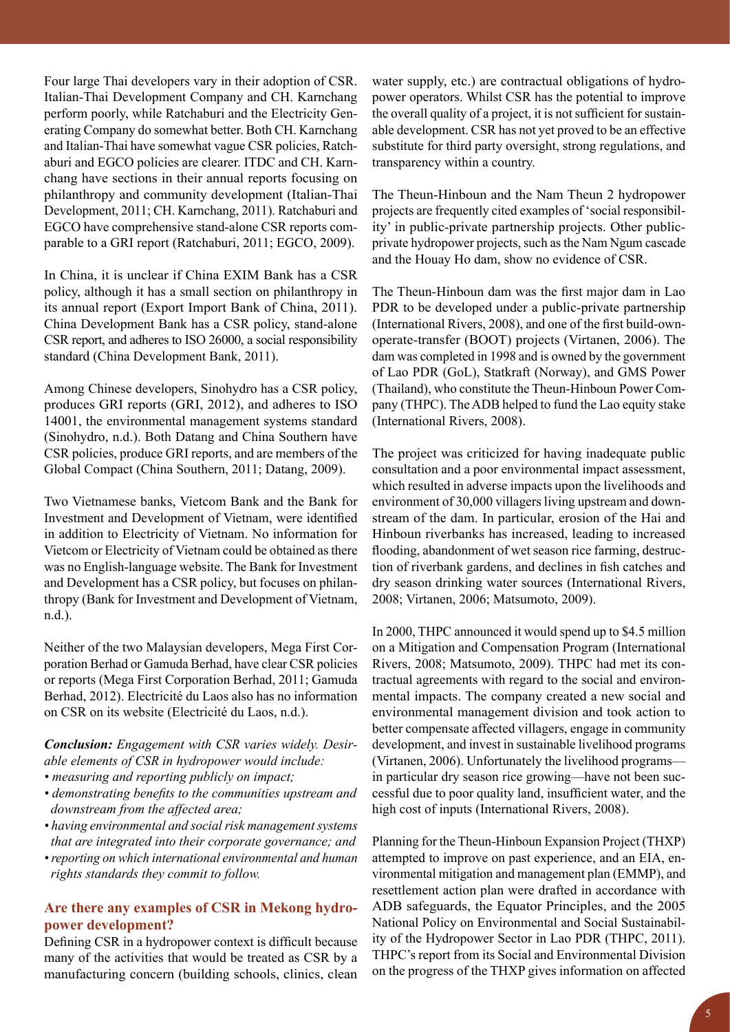Four large Thai developers vary in their adoption of CSR. Italian-Thai Development Company and CH. Karnchang perform poorly, while Ratchaburi and the Electricity Generating Company do somewhat better. Both CH. Karnchang and Italian-Thai have somewhat vague CSR policies, Ratchaburi and EGCO policies are clearer. ITDC and CH. Karnchang have sections in their annual reports focusing on philanthropy and community development (Italian-Thai Development, 2011; CH. Karnchang, 2011). Ratchaburi and EGCO have comprehensive stand-alone CSR reports comparable to a GRI report (Ratchaburi, 2011; EGCO, 2009).

In China, it is unclear if China EXIM Bank has a CSR policy, although it has a small section on philanthropy in its annual report (Export Import Bank of China, 2011). China Development Bank has a CSR policy, stand-alone CSR report, and adheres to ISO 26000, a social responsibility standard (China Development Bank, 2011).

Among Chinese developers, Sinohydro has a CSR policy, produces GRI reports (GRI, 2012), and adheres to ISO 14001, the environmental management systems standard (Sinohydro, n.d.). Both Datang and China Southern have CSR policies, produce GRI reports, and are members of the Global Compact (China Southern, 2011; Datang, 2009).

Two Vietnamese banks, Vietcom Bank and the Bank for Investment and Development of Vietnam, were identified in addition to Electricity of Vietnam. No information for Vietcom or Electricity of Vietnam could be obtained as there was no English-language website. The Bank for Investment and Development has a CSR policy, but focuses on philanthropy (Bank for Investment and Development of Vietnam, n.d.).

Neither of the two Malaysian developers, Mega First Corporation Berhad or Gamuda Berhad, have clear CSR policies or reports (Mega First Corporation Berhad, 2011; Gamuda Berhad, 2012). Electricité du Laos also has no information on CSR on its website (Electricité du Laos, n.d.).

***Conclusion:*** *Engagement with CSR varies widely. Desirable elements of CSR in hydropower would include:*

- *measuring and reporting publicly on impact;*
- *demonstrating benefits to the communities upstream and downstream from the affected area;*
- *having environmental and social risk management systems that are integrated into their corporate governance; and*
- *reporting on which international environmental and human rights standards they commit to follow.*

## Are there any examples of CSR in Mekong hydropower development?

Defining CSR in a hydropower context is difficult because many of the activities that would be treated as CSR by a manufacturing concern (building schools, clinics, clean water supply, etc.) are contractual obligations of hydropower operators. Whilst CSR has the potential to improve the overall quality of a project, it is not sufficient for sustainable development. CSR has not yet proved to be an effective substitute for third party oversight, strong regulations, and transparency within a country.

The Theun-Hinboun and the Nam Theun 2 hydropower projects are frequently cited examples of 'social responsibility' in public-private partnership projects. Other public-private hydropower projects, such as the Nam Ngum cascade and the Houay Ho dam, show no evidence of CSR.

The Theun-Hinboun dam was the first major dam in Lao PDR to be developed under a public-private partnership (International Rivers, 2008), and one of the first build-own-operate-transfer (BOOT) projects (Virtanen, 2006). The dam was completed in 1998 and is owned by the government of Lao PDR (GoL), Statkraft (Norway), and GMS Power (Thailand), who constitute the Theun-Hinboun Power Company (THPC). The ADB helped to fund the Lao equity stake (International Rivers, 2008).

The project was criticized for having inadequate public consultation and a poor environmental impact assessment, which resulted in adverse impacts upon the livelihoods and environment of 30,000 villagers living upstream and downstream of the dam. In particular, erosion of the Hai and Hinboun riverbanks has increased, leading to increased flooding, abandonment of wet season rice farming, destruction of riverbank gardens, and declines in fish catches and dry season drinking water sources (International Rivers, 2008; Virtanen, 2006; Matsumoto, 2009).

In 2000, THPC announced it would spend up to \$4.5 million on a Mitigation and Compensation Program (International Rivers, 2008; Matsumoto, 2009). THPC had met its contractual agreements with regard to the social and environmental impacts. The company created a new social and environmental management division and took action to better compensate affected villagers, engage in community development, and invest in sustainable livelihood programs (Virtanen, 2006). Unfortunately the livelihood programs—in particular dry season rice growing—have not been successful due to poor quality land, insufficient water, and the high cost of inputs (International Rivers, 2008).

Planning for the Theun-Hinboun Expansion Project (THXP) attempted to improve on past experience, and an EIA, environmental mitigation and management plan (EMMP), and resettlement action plan were drafted in accordance with ADB safeguards, the Equator Principles, and the 2005 National Policy on Environmental and Social Sustainability of the Hydropower Sector in Lao PDR (THPC, 2011). THPC's report from its Social and Environmental Division on the progress of the THXP gives information on affected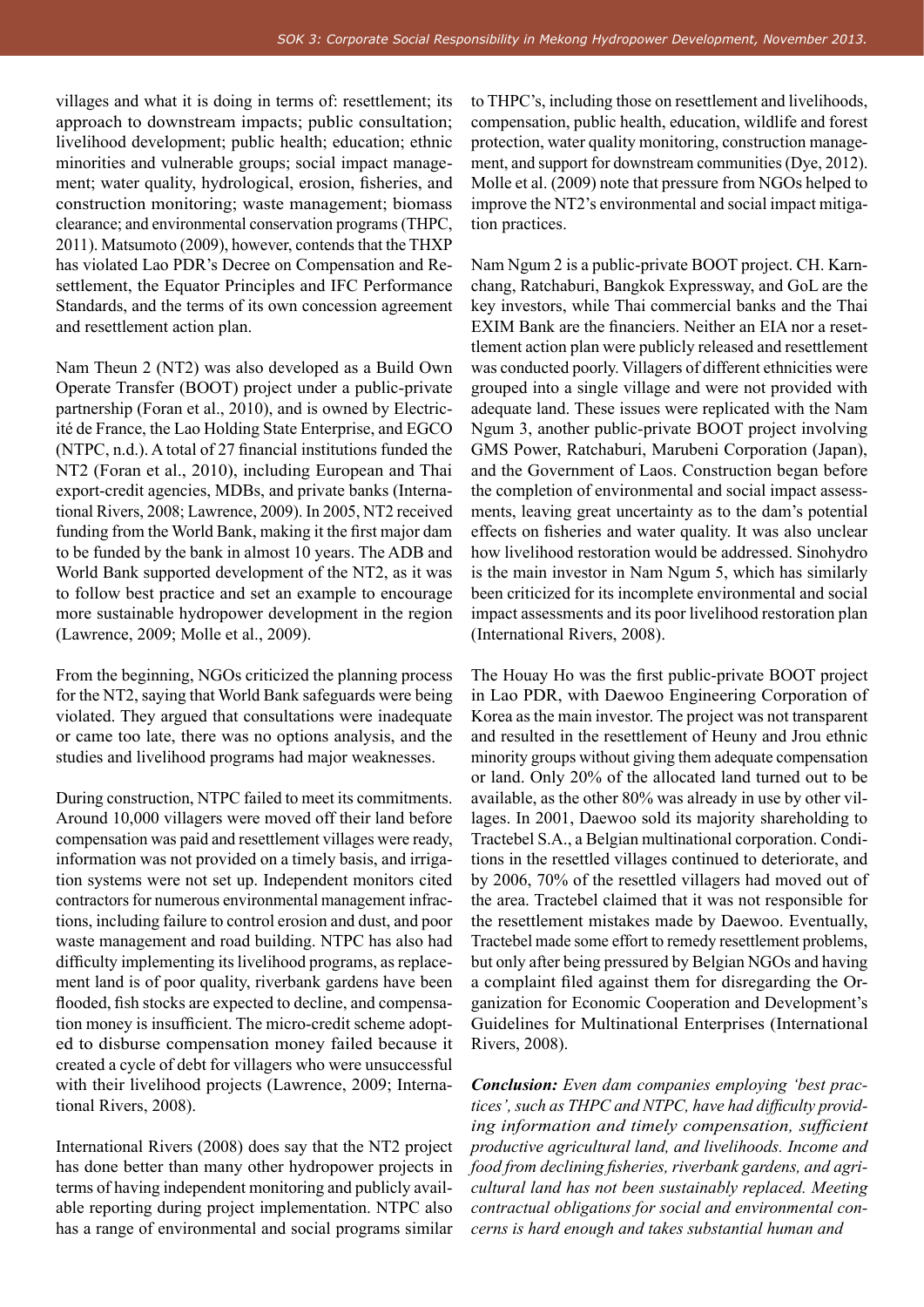villages and what it is doing in terms of: resettlement; its approach to downstream impacts; public consultation; livelihood development; public health; education; ethnic minorities and vulnerable groups; social impact management; water quality, hydrological, erosion, fisheries, and construction monitoring; waste management; biomass clearance; and environmental conservation programs (THPC, 2011). Matsumoto (2009), however, contends that the THXP has violated Lao PDR's Decree on Compensation and Resettlement, the Equator Principles and IFC Performance Standards, and the terms of its own concession agreement and resettlement action plan.

Nam Theun 2 (NT2) was also developed as a Build Own Operate Transfer (BOOT) project under a public-private partnership (Foran et al., 2010), and is owned by Electricité de France, the Lao Holding State Enterprise, and EGCO (NTPC, n.d.). A total of 27 financial institutions funded the NT2 (Foran et al., 2010), including European and Thai export-credit agencies, MDBs, and private banks (International Rivers, 2008; Lawrence, 2009). In 2005, NT2 received funding from the World Bank, making it the first major dam to be funded by the bank in almost 10 years. The ADB and World Bank supported development of the NT2, as it was to follow best practice and set an example to encourage more sustainable hydropower development in the region (Lawrence, 2009; Molle et al., 2009).

From the beginning, NGOs criticized the planning process for the NT2, saying that World Bank safeguards were being violated. They argued that consultations were inadequate or came too late, there was no options analysis, and the studies and livelihood programs had major weaknesses.

During construction, NTPC failed to meet its commitments. Around 10,000 villagers were moved off their land before compensation was paid and resettlement villages were ready, information was not provided on a timely basis, and irrigation systems were not set up. Independent monitors cited contractors for numerous environmental management infractions, including failure to control erosion and dust, and poor waste management and road building. NTPC has also had difficulty implementing its livelihood programs, as replacement land is of poor quality, riverbank gardens have been flooded, fish stocks are expected to decline, and compensation money is insufficient. The micro-credit scheme adopted to disburse compensation money failed because it created a cycle of debt for villagers who were unsuccessful with their livelihood projects (Lawrence, 2009; International Rivers, 2008).

International Rivers (2008) does say that the NT2 project has done better than many other hydropower projects in terms of having independent monitoring and publicly available reporting during project implementation. NTPC also has a range of environmental and social programs similar to THPC's, including those on resettlement and livelihoods, compensation, public health, education, wildlife and forest protection, water quality monitoring, construction management, and support for downstream communities (Dye, 2012). Molle et al. (2009) note that pressure from NGOs helped to improve the NT2's environmental and social impact mitigation practices.

Nam Ngum 2 is a public-private BOOT project. CH. Karnchang, Ratchaburi, Bangkok Expressway, and GoL are the key investors, while Thai commercial banks and the Thai EXIM Bank are the financiers. Neither an EIA nor a resettlement action plan were publicly released and resettlement was conducted poorly. Villagers of different ethnicities were grouped into a single village and were not provided with adequate land. These issues were replicated with the Nam Ngum 3, another public-private BOOT project involving GMS Power, Ratchaburi, Marubeni Corporation (Japan), and the Government of Laos. Construction began before the completion of environmental and social impact assessments, leaving great uncertainty as to the dam's potential effects on fisheries and water quality. It was also unclear how livelihood restoration would be addressed. Sinohydro is the main investor in Nam Ngum 5, which has similarly been criticized for its incomplete environmental and social impact assessments and its poor livelihood restoration plan (International Rivers, 2008).

The Houay Ho was the first public-private BOOT project in Lao PDR, with Daewoo Engineering Corporation of Korea as the main investor. The project was not transparent and resulted in the resettlement of Heuny and Jrou ethnic minority groups without giving them adequate compensation or land. Only 20% of the allocated land turned out to be available, as the other 80% was already in use by other villages. In 2001, Daewoo sold its majority shareholding to Tractebel S.A., a Belgian multinational corporation. Conditions in the resettled villages continued to deteriorate, and by 2006, 70% of the resettled villagers had moved out of the area. Tractebel claimed that it was not responsible for the resettlement mistakes made by Daewoo. Eventually, Tractebel made some effort to remedy resettlement problems, but only after being pressured by Belgian NGOs and having a complaint filed against them for disregarding the Organization for Economic Cooperation and Development's Guidelines for Multinational Enterprises (International Rivers, 2008).

***Conclusion:*** *Even dam companies employing 'best practices', such as THPC and NTPC, have had difficulty providing information and timely compensation, sufficient productive agricultural land, and livelihoods. Income and food from declining fisheries, riverbank gardens, and agricultural land has not been sustainably replaced. Meeting contractual obligations for social and environmental concerns is hard enough and takes substantial human and*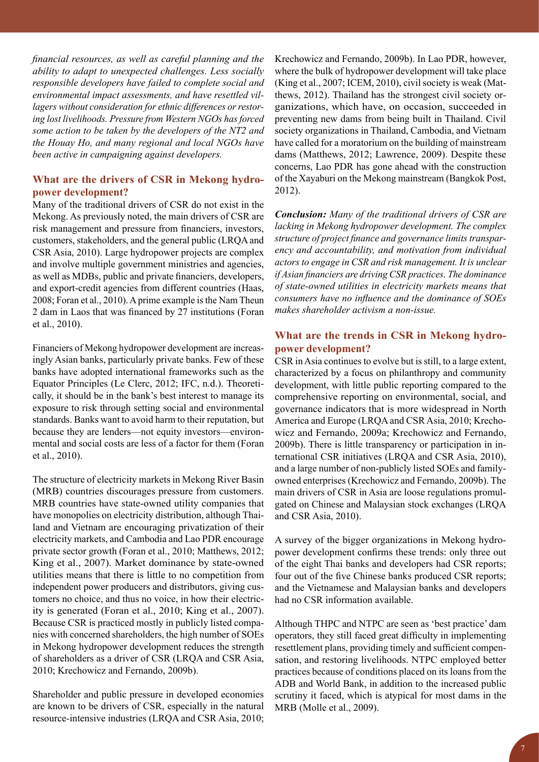*financial resources, as well as careful planning and the ability to adapt to unexpected challenges. Less socially responsible developers have failed to complete social and environmental impact assessments, and have resettled villagers without consideration for ethnic differences or restoring lost livelihoods. Pressure from Western NGOs has forced some action to be taken by the developers of the NT2 and the Houay Ho, and many regional and local NGOs have been active in campaigning against developers.*

## What are the drivers of CSR in Mekong hydropower development?

Many of the traditional drivers of CSR do not exist in the Mekong. As previously noted, the main drivers of CSR are risk management and pressure from financiers, investors, customers, stakeholders, and the general public (LRQA and CSR Asia, 2010). Large hydropower projects are complex and involve multiple government ministries and agencies, as well as MDBs, public and private financiers, developers, and export-credit agencies from different countries (Haas, 2008; Foran et al., 2010). A prime example is the Nam Theun 2 dam in Laos that was financed by 27 institutions (Foran et al., 2010).

Financiers of Mekong hydropower development are increasingly Asian banks, particularly private banks. Few of these banks have adopted international frameworks such as the Equator Principles (Le Clerc, 2012; IFC, n.d.). Theoretically, it should be in the bank's best interest to manage its exposure to risk through setting social and environmental standards. Banks want to avoid harm to their reputation, but because they are lenders—not equity investors—environmental and social costs are less of a factor for them (Foran et al., 2010).

The structure of electricity markets in Mekong River Basin (MRB) countries discourages pressure from customers. MRB countries have state-owned utility companies that have monopolies on electricity distribution, although Thailand and Vietnam are encouraging privatization of their electricity markets, and Cambodia and Lao PDR encourage private sector growth (Foran et al., 2010; Matthews, 2012; King et al., 2007). Market dominance by state-owned utilities means that there is little to no competition from independent power producers and distributors, giving customers no choice, and thus no voice, in how their electricity is generated (Foran et al., 2010; King et al., 2007). Because CSR is practiced mostly in publicly listed companies with concerned shareholders, the high number of SOEs in Mekong hydropower development reduces the strength of shareholders as a driver of CSR (LRQA and CSR Asia, 2010; Krechowicz and Fernando, 2009b).

Shareholder and public pressure in developed economies are known to be drivers of CSR, especially in the natural resource-intensive industries (LRQA and CSR Asia, 2010; Krechowicz and Fernando, 2009b). In Lao PDR, however, where the bulk of hydropower development will take place (King et al., 2007; ICEM, 2010), civil society is weak (Matthews, 2012). Thailand has the strongest civil society organizations, which have, on occasion, succeeded in preventing new dams from being built in Thailand. Civil society organizations in Thailand, Cambodia, and Vietnam have called for a moratorium on the building of mainstream dams (Matthews, 2012; Lawrence, 2009). Despite these concerns, Lao PDR has gone ahead with the construction of the Xayaburi on the Mekong mainstream (Bangkok Post, 2012).

***Conclusion:*** *Many of the traditional drivers of CSR are lacking in Mekong hydropower development. The complex structure of project finance and governance limits transparency and accountability, and motivation from individual actors to engage in CSR and risk management. It is unclear if Asian financiers are driving CSR practices. The dominance of state-owned utilities in electricity markets means that consumers have no influence and the dominance of SOEs makes shareholder activism a non-issue.*

## What are the trends in CSR in Mekong hydropower development?

CSR in Asia continues to evolve but is still, to a large extent, characterized by a focus on philanthropy and community development, with little public reporting compared to the comprehensive reporting on environmental, social, and governance indicators that is more widespread in North America and Europe (LRQA and CSR Asia, 2010; Krechowicz and Fernando, 2009a; Krechowicz and Fernando, 2009b). There is little transparency or participation in international CSR initiatives (LRQA and CSR Asia, 2010), and a large number of non-publicly listed SOEs and family-owned enterprises (Krechowicz and Fernando, 2009b). The main drivers of CSR in Asia are loose regulations promulgated on Chinese and Malaysian stock exchanges (LRQA and CSR Asia, 2010).

A survey of the bigger organizations in Mekong hydropower development confirms these trends: only three out of the eight Thai banks and developers had CSR reports; four out of the five Chinese banks produced CSR reports; and the Vietnamese and Malaysian banks and developers had no CSR information available.

Although THPC and NTPC are seen as 'best practice' dam operators, they still faced great difficulty in implementing resettlement plans, providing timely and sufficient compensation, and restoring livelihoods. NTPC employed better practices because of conditions placed on its loans from the ADB and World Bank, in addition to the increased public scrutiny it faced, which is atypical for most dams in the MRB (Molle et al., 2009).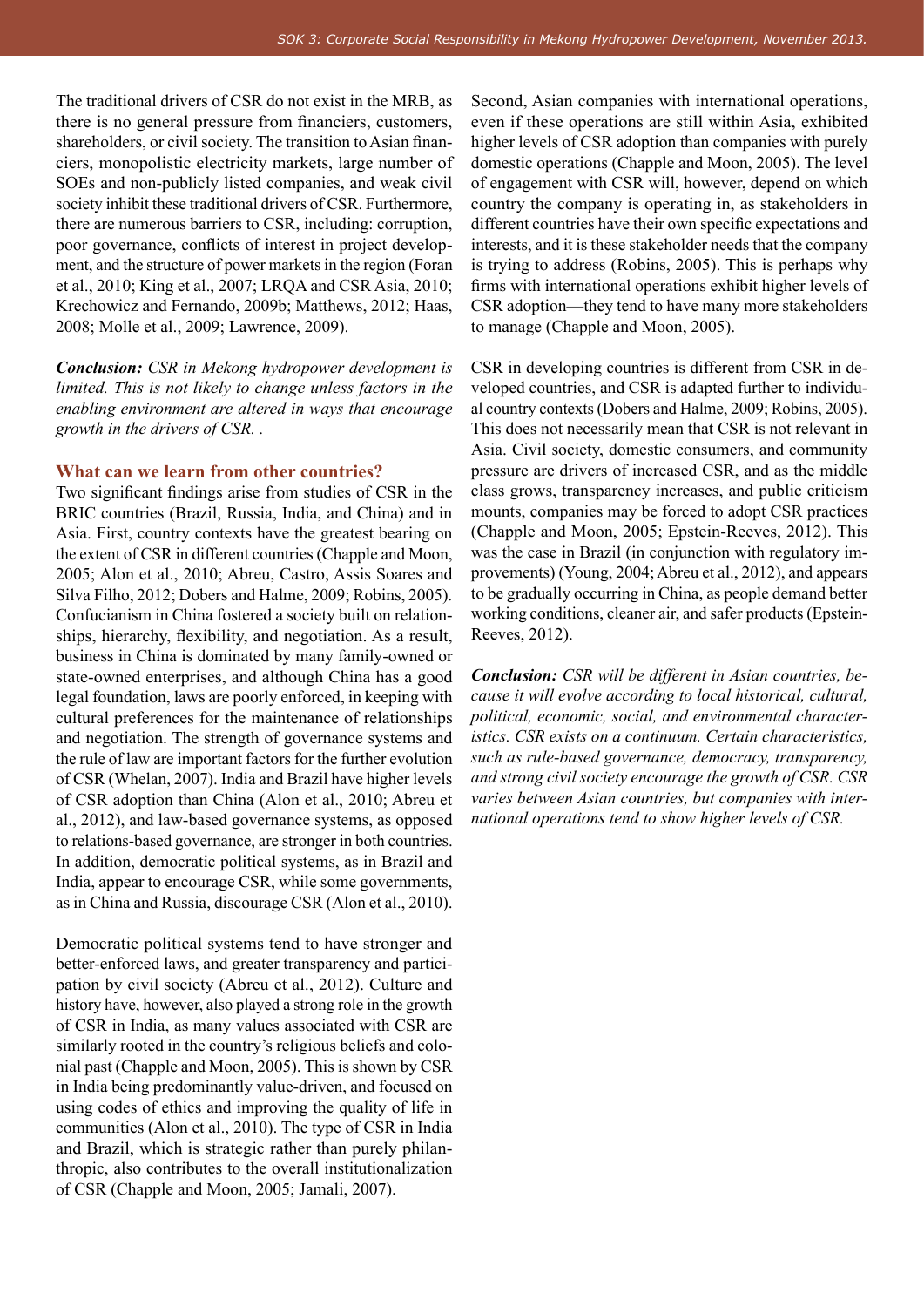The traditional drivers of CSR do not exist in the MRB, as there is no general pressure from financiers, customers, shareholders, or civil society. The transition to Asian financiers, monopolistic electricity markets, large number of SOEs and non-publicly listed companies, and weak civil society inhibit these traditional drivers of CSR. Furthermore, there are numerous barriers to CSR, including: corruption, poor governance, conflicts of interest in project development, and the structure of power markets in the region (Foran et al., 2010; King et al., 2007; LRQA and CSR Asia, 2010; Krechowicz and Fernando, 2009b; Matthews, 2012; Haas, 2008; Molle et al., 2009; Lawrence, 2009).

***Conclusion:*** *CSR in Mekong hydropower development is limited. This is not likely to change unless factors in the enabling environment are altered in ways that encourage growth in the drivers of CSR. .*

## What can we learn from other countries?

Two significant findings arise from studies of CSR in the BRIC countries (Brazil, Russia, India, and China) and in Asia. First, country contexts have the greatest bearing on the extent of CSR in different countries (Chapple and Moon, 2005; Alon et al., 2010; Abreu, Castro, Assis Soares and Silva Filho, 2012; Dobers and Halme, 2009; Robins, 2005). Confucianism in China fostered a society built on relationships, hierarchy, flexibility, and negotiation. As a result, business in China is dominated by many family-owned or state-owned enterprises, and although China has a good legal foundation, laws are poorly enforced, in keeping with cultural preferences for the maintenance of relationships and negotiation. The strength of governance systems and the rule of law are important factors for the further evolution of CSR (Whelan, 2007). India and Brazil have higher levels of CSR adoption than China (Alon et al., 2010; Abreu et al., 2012), and law-based governance systems, as opposed to relations-based governance, are stronger in both countries. In addition, democratic political systems, as in Brazil and India, appear to encourage CSR, while some governments, as in China and Russia, discourage CSR (Alon et al., 2010).

Democratic political systems tend to have stronger and better-enforced laws, and greater transparency and participation by civil society (Abreu et al., 2012). Culture and history have, however, also played a strong role in the growth of CSR in India, as many values associated with CSR are similarly rooted in the country's religious beliefs and colonial past (Chapple and Moon, 2005). This is shown by CSR in India being predominantly value-driven, and focused on using codes of ethics and improving the quality of life in communities (Alon et al., 2010). The type of CSR in India and Brazil, which is strategic rather than purely philanthropic, also contributes to the overall institutionalization of CSR (Chapple and Moon, 2005; Jamali, 2007).

Second, Asian companies with international operations, even if these operations are still within Asia, exhibited higher levels of CSR adoption than companies with purely domestic operations (Chapple and Moon, 2005). The level of engagement with CSR will, however, depend on which country the company is operating in, as stakeholders in different countries have their own specific expectations and interests, and it is these stakeholder needs that the company is trying to address (Robins, 2005). This is perhaps why firms with international operations exhibit higher levels of CSR adoption—they tend to have many more stakeholders to manage (Chapple and Moon, 2005).

CSR in developing countries is different from CSR in developed countries, and CSR is adapted further to individual country contexts (Dobers and Halme, 2009; Robins, 2005). This does not necessarily mean that CSR is not relevant in Asia. Civil society, domestic consumers, and community pressure are drivers of increased CSR, and as the middle class grows, transparency increases, and public criticism mounts, companies may be forced to adopt CSR practices (Chapple and Moon, 2005; Epstein-Reeves, 2012). This was the case in Brazil (in conjunction with regulatory improvements) (Young, 2004; Abreu et al., 2012), and appears to be gradually occurring in China, as people demand better working conditions, cleaner air, and safer products (Epstein-Reeves, 2012).

***Conclusion:*** *CSR will be different in Asian countries, because it will evolve according to local historical, cultural, political, economic, social, and environmental characteristics. CSR exists on a continuum. Certain characteristics, such as rule-based governance, democracy, transparency, and strong civil society encourage the growth of CSR. CSR varies between Asian countries, but companies with international operations tend to show higher levels of CSR.*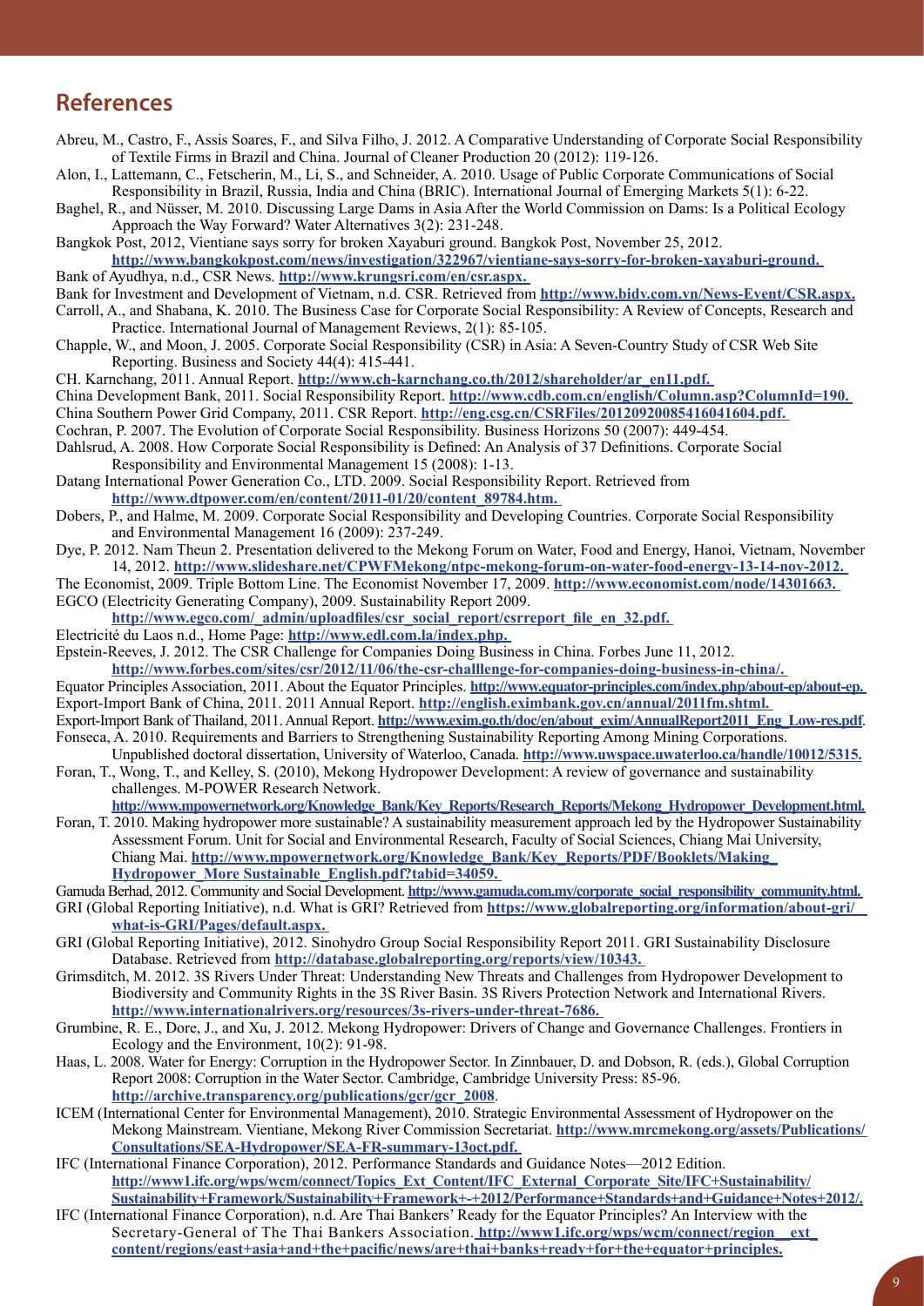## References

Abreu, M., Castro, F., Assis Soares, F., and Silva Filho, J. 2012. A Comparative Understanding of Corporate Social Responsibility of Textile Firms in Brazil and China. Journal of Cleaner Production 20 (2012): 119-126.

Alon, I., Lattemann, C., Fetscherin, M., Li, S., and Schneider, A. 2010. Usage of Public Corporate Communications of Social Responsibility in Brazil, Russia, India and China (BRIC). International Journal of Emerging Markets 5(1): 6-22.

Baghel, R., and Nüsser, M. 2010. Discussing Large Dams in Asia After the World Commission on Dams: Is a Political Ecology Approach the Way Forward? Water Alternatives 3(2): 231-248.

Bangkok Post, 2012, Vientiane says sorry for broken Xayaburi ground. Bangkok Post, November 25, 2012. **http://www.bangkokpost.com/news/investigation/322967/vientiane-says-sorry-for-broken-xayaburi-ground.**

Bank of Ayudhya, n.d., CSR News. **http://www.krungsri.com/en/csr.aspx.**

Bank for Investment and Development of Vietnam, n.d. CSR. Retrieved from **http://www.bidv.com.vn/News-Event/CSR.aspx.**

Carroll, A., and Shabana, K. 2010. The Business Case for Corporate Social Responsibility: A Review of Concepts, Research and Practice. International Journal of Management Reviews, 2(1): 85-105.

Chapple, W., and Moon, J. 2005. Corporate Social Responsibility (CSR) in Asia: A Seven-Country Study of CSR Web Site Reporting. Business and Society 44(4): 415-441.

CH. Karnchang, 2011. Annual Report. **http://www.ch-karnchang.co.th/2012/shareholder/ar_en11.pdf.**

China Development Bank, 2011. Social Responsibility Report. **http://www.cdb.com.cn/english/Column.asp?ColumnId=190.**

China Southern Power Grid Company, 2011. CSR Report. **http://eng.csg.cn/CSRFiles/20120920085416041604.pdf.**

Cochran, P. 2007. The Evolution of Corporate Social Responsibility. Business Horizons 50 (2007): 449-454.

Dahlsrud, A. 2008. How Corporate Social Responsibility is Defined: An Analysis of 37 Definitions. Corporate Social Responsibility and Environmental Management 15 (2008): 1-13.

Datang International Power Generation Co., LTD. 2009. Social Responsibility Report. Retrieved from **http://www.dtpower.com/en/content/2011-01/20/content_89784.htm.**

Dobers, P., and Halme, M. 2009. Corporate Social Responsibility and Developing Countries. Corporate Social Responsibility and Environmental Management 16 (2009): 237-249.

Dye, P. 2012. Nam Theun 2. Presentation delivered to the Mekong Forum on Water, Food and Energy, Hanoi, Vietnam, November 14, 2012. **http://www.slideshare.net/CPWFMekong/ntpc-mekong-forum-on-water-food-energy-13-14-nov-2012.**

The Economist, 2009. Triple Bottom Line. The Economist November 17, 2009. **http://www.economist.com/node/14301663.**

EGCO (Electricity Generating Company), 2009. Sustainability Report 2009. **http://www.egco.com/_admin/uploadfiles/csr_social_report/csrreport_file_en_32.pdf.**

Electricité du Laos n.d., Home Page: **http://www.edl.com.la/index.php.**

Epstein-Reeves, J. 2012. The CSR Challenge for Companies Doing Business in China. Forbes June 11, 2012. **http://www.forbes.com/sites/csr/2012/11/06/the-csr-challlenge-for-companies-doing-business-in-china/.**

Equator Principles Association, 2011. About the Equator Principles. **http://www.equator-principles.com/index.php/about-ep/about-ep.**

Export-Import Bank of China, 2011. 2011 Annual Report. **http://english.eximbank.gov.cn/annual/2011fm.shtml.**

Export-Import Bank of Thailand, 2011. Annual Report. **http://www.exim.go.th/doc/en/about_exim/AnnualReport2011_Eng_Low-res.pdf**.

Fonseca, A. 2010. Requirements and Barriers to Strengthening Sustainability Reporting Among Mining Corporations. Unpublished doctoral dissertation, University of Waterloo, Canada. **http://www.uwspace.uwaterloo.ca/handle/10012/5315.**

Foran, T., Wong, T., and Kelley, S. (2010), Mekong Hydropower Development: A review of governance and sustainability challenges. M-POWER Research Network. **http://www.mpowernetwork.org/Knowledge_Bank/Key_Reports/Research_Reports/Mekong_Hydropower_Development.html.**

Foran, T. 2010. Making hydropower more sustainable? A sustainability measurement approach led by the Hydropower Sustainability Assessment Forum. Unit for Social and Environmental Research, Faculty of Social Sciences, Chiang Mai University, Chiang Mai. **http://www.mpowernetwork.org/Knowledge_Bank/Key_Reports/PDF/Booklets/Making_Hydropower_More Sustainable_English.pdf?tabid=34059.**

Gamuda Berhad, 2012. Community and Social Development. **http://www.gamuda.com.my/corporate_social_responsibility_community.html.**

GRI (Global Reporting Initiative), n.d. What is GRI? Retrieved from **https://www.globalreporting.org/information/about-gri/what-is-GRI/Pages/default.aspx.**

GRI (Global Reporting Initiative), 2012. Sinohydro Group Social Responsibility Report 2011. GRI Sustainability Disclosure Database. Retrieved from **http://database.globalreporting.org/reports/view/10343.**

Grimsditch, M. 2012. 3S Rivers Under Threat: Understanding New Threats and Challenges from Hydropower Development to Biodiversity and Community Rights in the 3S River Basin. 3S Rivers Protection Network and International Rivers. **http://www.internationalrivers.org/resources/3s-rivers-under-threat-7686.**

Grumbine, R. E., Dore, J., and Xu, J. 2012. Mekong Hydropower: Drivers of Change and Governance Challenges. Frontiers in Ecology and the Environment, 10(2): 91-98.

Haas, L. 2008. Water for Energy: Corruption in the Hydropower Sector. In Zinnbauer, D. and Dobson, R. (eds.), Global Corruption Report 2008: Corruption in the Water Sector. Cambridge, Cambridge University Press: 85-96. **http://archive.transparency.org/publications/gcr/gcr_2008**.

ICEM (International Center for Environmental Management), 2010. Strategic Environmental Assessment of Hydropower on the Mekong Mainstream. Vientiane, Mekong River Commission Secretariat. **http://www.mrcmekong.org/assets/Publications/Consultations/SEA-Hydropower/SEA-FR-summary-13oct.pdf.**

IFC (International Finance Corporation), 2012. Performance Standards and Guidance Notes—2012 Edition. **http://www1.ifc.org/wps/wcm/connect/Topics_Ext_Content/IFC_External_Corporate_Site/IFC+Sustainability/Sustainability+Framework/Sustainability+Framework+-+2012/Performance+Standards+and+Guidance+Notes+2012/.**

IFC (International Finance Corporation), n.d. Are Thai Bankers' Ready for the Equator Principles? An Interview with the Secretary-General of The Thai Bankers Association. **http://www1.ifc.org/wps/wcm/connect/region__ext_content/regions/east+asia+and+the+pacific/news/are+thai+banks+ready+for+the+equator+principles.**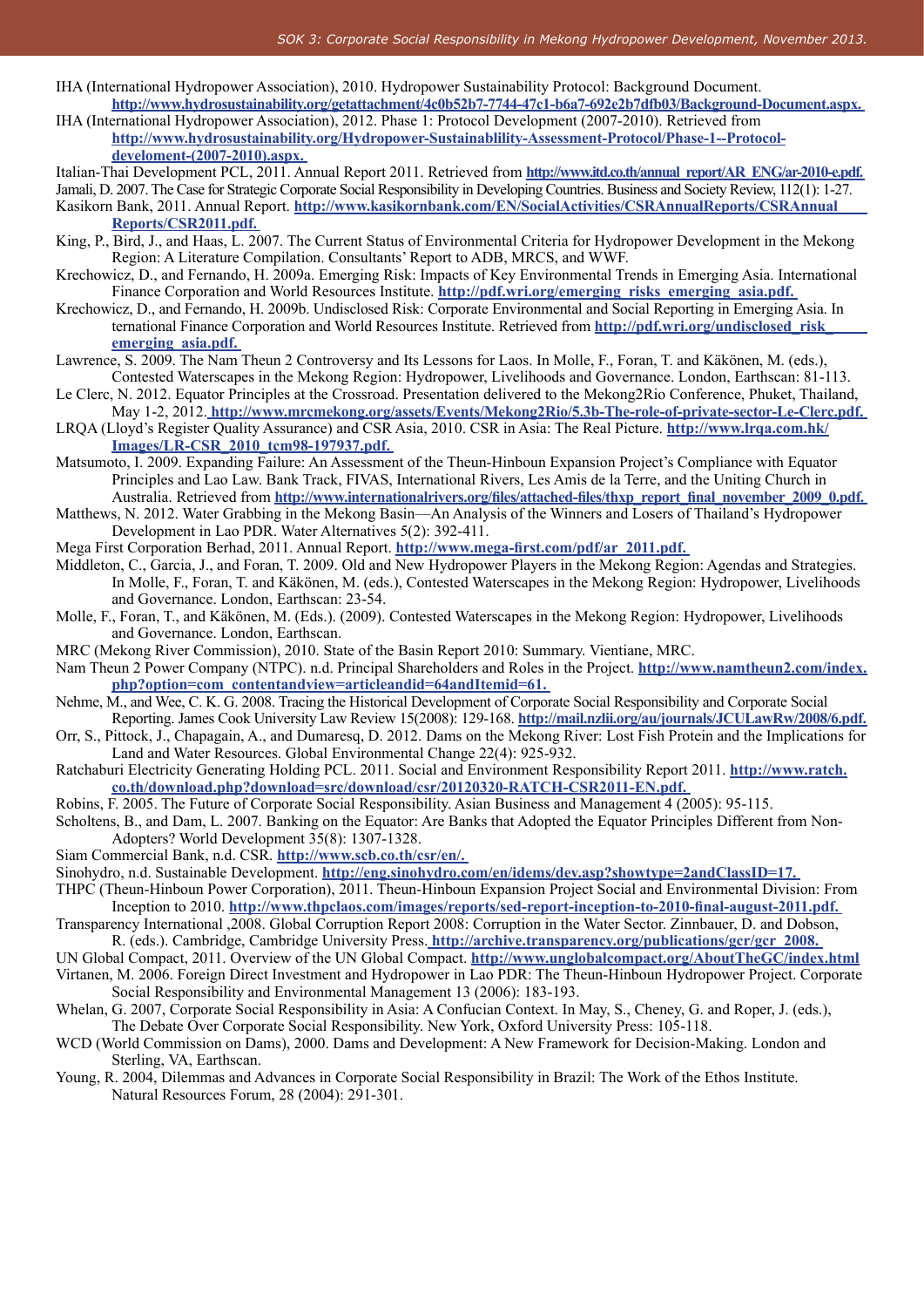IHA (International Hydropower Association), 2010. Hydropower Sustainability Protocol: Background Document. http://www.hydrosustainability.org/getattachment/4c0b52b7-7744-47c1-b6a7-692e2b7dfb03/Background-Document.aspx.

IHA (International Hydropower Association), 2012. Phase 1: Protocol Development (2007-2010). Retrieved from http://www.hydrosustainability.org/Hydropower-Sustainablility-Assessment-Protocol/Phase-1--Protocol-develoment-(2007-2010).aspx.

Italian-Thai Development PCL, 2011. Annual Report 2011. Retrieved from http://www.itd.co.th/annual_report/AR_ENG/ar-2010-e.pdf.

Jamali, D. 2007. The Case for Strategic Corporate Social Responsibility in Developing Countries. Business and Society Review, 112(1): 1-27.

Kasikorn Bank, 2011. Annual Report. http://www.kasikornbank.com/EN/SocialActivities/CSRAnnualReports/CSRAnnualReports/CSR2011.pdf.

King, P., Bird, J., and Haas, L. 2007. The Current Status of Environmental Criteria for Hydropower Development in the Mekong Region: A Literature Compilation. Consultants' Report to ADB, MRCS, and WWF.

Krechowicz, D., and Fernando, H. 2009a. Emerging Risk: Impacts of Key Environmental Trends in Emerging Asia. International Finance Corporation and World Resources Institute. http://pdf.wri.org/emerging_risks_emerging_asia.pdf.

Krechowicz, D., and Fernando, H. 2009b. Undisclosed Risk: Corporate Environmental and Social Reporting in Emerging Asia. In ternational Finance Corporation and World Resources Institute. Retrieved from http://pdf.wri.org/undisclosed_risk_emerging_asia.pdf.

Lawrence, S. 2009. The Nam Theun 2 Controversy and Its Lessons for Laos. In Molle, F., Foran, T. and Käkönen, M. (eds.), Contested Waterscapes in the Mekong Region: Hydropower, Livelihoods and Governance. London, Earthscan: 81-113.

Le Clerc, N. 2012. Equator Principles at the Crossroad. Presentation delivered to the Mekong2Rio Conference, Phuket, Thailand, May 1-2, 2012. http://www.mrcmekong.org/assets/Events/Mekong2Rio/5.3b-The-role-of-private-sector-Le-Clerc.pdf.

LRQA (Lloyd's Register Quality Assurance) and CSR Asia, 2010. CSR in Asia: The Real Picture. http://www.lrqa.com.hk/Images/LR-CSR_2010_tcm98-197937.pdf.

Matsumoto, I. 2009. Expanding Failure: An Assessment of the Theun-Hinboun Expansion Project's Compliance with Equator Principles and Lao Law. Bank Track, FIVAS, International Rivers, Les Amis de la Terre, and the Uniting Church in Australia. Retrieved from http://www.internationalrivers.org/files/attached-files/thxp_report_final_november_2009_0.pdf.

Matthews, N. 2012. Water Grabbing in the Mekong Basin—An Analysis of the Winners and Losers of Thailand's Hydropower Development in Lao PDR. Water Alternatives 5(2): 392-411.

Mega First Corporation Berhad, 2011. Annual Report. http://www.mega-first.com/pdf/ar_2011.pdf.

Middleton, C., Garcia, J., and Foran, T. 2009. Old and New Hydropower Players in the Mekong Region: Agendas and Strategies. In Molle, F., Foran, T. and Käkönen, M. (eds.), Contested Waterscapes in the Mekong Region: Hydropower, Livelihoods and Governance. London, Earthscan: 23-54.

Molle, F., Foran, T., and Käkönen, M. (Eds.). (2009). Contested Waterscapes in the Mekong Region: Hydropower, Livelihoods and Governance. London, Earthscan.

MRC (Mekong River Commission), 2010. State of the Basin Report 2010: Summary. Vientiane, MRC.

Nam Theun 2 Power Company (NTPC). n.d. Principal Shareholders and Roles in the Project. http://www.namtheun2.com/index.php?option=com_contentandview=articleandid=64andItemid=61.

Nehme, M., and Wee, C. K. G. 2008. Tracing the Historical Development of Corporate Social Responsibility and Corporate Social Reporting. James Cook University Law Review 15(2008): 129-168. http://mail.nzlii.org/au/journals/JCULawRw/2008/6.pdf.

Orr, S., Pittock, J., Chapagain, A., and Dumaresq, D. 2012. Dams on the Mekong River: Lost Fish Protein and the Implications for Land and Water Resources. Global Environmental Change 22(4): 925-932.

Ratchaburi Electricity Generating Holding PCL. 2011. Social and Environment Responsibility Report 2011. http://www.ratch.co.th/download.php?download=src/download/csr/20120320-RATCH-CSR2011-EN.pdf.

Robins, F. 2005. The Future of Corporate Social Responsibility. Asian Business and Management 4 (2005): 95-115.

Scholtens, B., and Dam, L. 2007. Banking on the Equator: Are Banks that Adopted the Equator Principles Different from Non-Adopters? World Development 35(8): 1307-1328.

Siam Commercial Bank, n.d. CSR. http://www.scb.co.th/csr/en/.

Sinohydro, n.d. Sustainable Development. http://eng.sinohydro.com/en/idems/dev.asp?showtype=2andClassID=17.

THPC (Theun-Hinboun Power Corporation), 2011. Theun-Hinboun Expansion Project Social and Environmental Division: From Inception to 2010. http://www.thpclaos.com/images/reports/sed-report-inception-to-2010-final-august-2011.pdf.

Transparency International ,2008. Global Corruption Report 2008: Corruption in the Water Sector. Zinnbauer, D. and Dobson, R. (eds.). Cambridge, Cambridge University Press. http://archive.transparency.org/publications/gcr/gcr_2008.

UN Global Compact, 2011. Overview of the UN Global Compact. http://www.unglobalcompact.org/AboutTheGC/index.html

Virtanen, M. 2006. Foreign Direct Investment and Hydropower in Lao PDR: The Theun-Hinboun Hydropower Project. Corporate Social Responsibility and Environmental Management 13 (2006): 183-193.

Whelan, G. 2007, Corporate Social Responsibility in Asia: A Confucian Context. In May, S., Cheney, G. and Roper, J. (eds.), The Debate Over Corporate Social Responsibility. New York, Oxford University Press: 105-118.

WCD (World Commission on Dams), 2000. Dams and Development: A New Framework for Decision-Making. London and Sterling, VA, Earthscan.

Young, R. 2004, Dilemmas and Advances in Corporate Social Responsibility in Brazil: The Work of the Ethos Institute. Natural Resources Forum, 28 (2004): 291-301.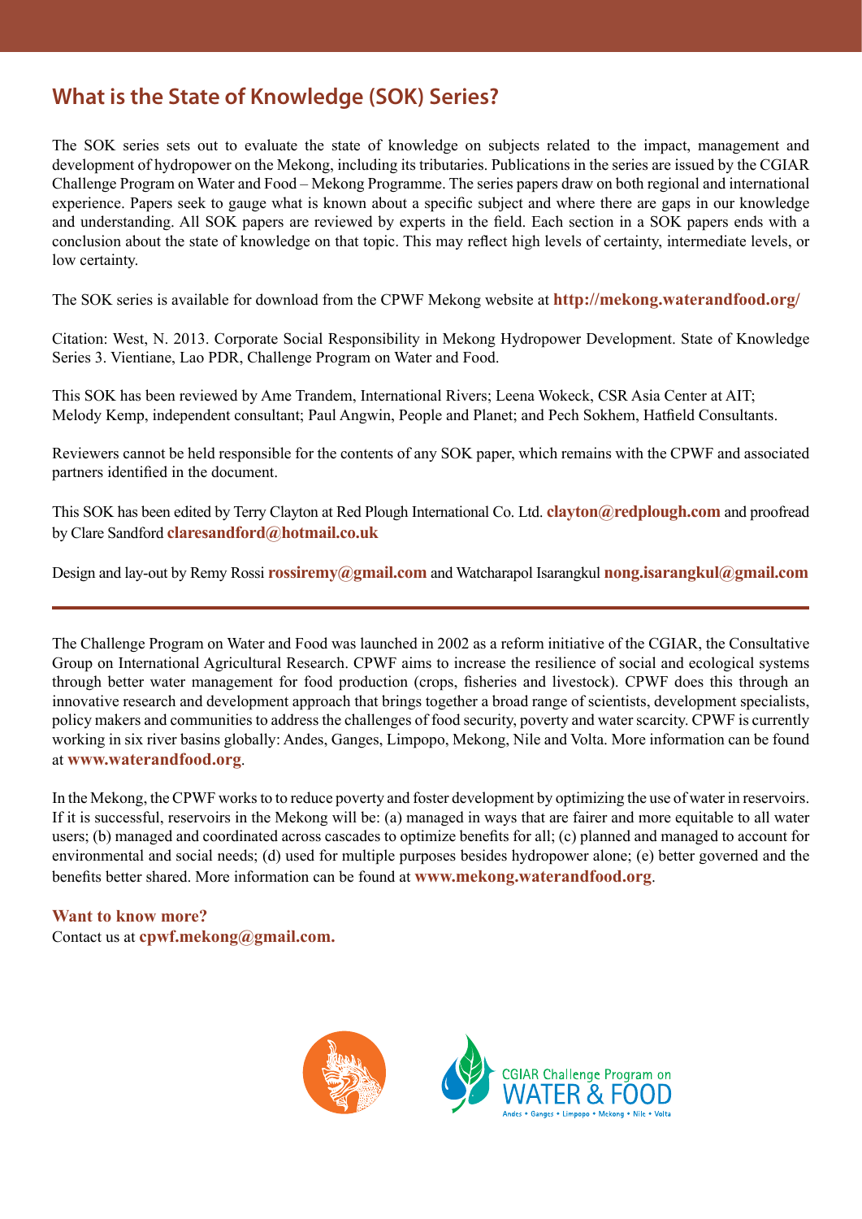## What is the State of Knowledge (SOK) Series?

The SOK series sets out to evaluate the state of knowledge on subjects related to the impact, management and development of hydropower on the Mekong, including its tributaries. Publications in the series are issued by the CGIAR Challenge Program on Water and Food – Mekong Programme. The series papers draw on both regional and international experience. Papers seek to gauge what is known about a specific subject and where there are gaps in our knowledge and understanding. All SOK papers are reviewed by experts in the field. Each section in a SOK papers ends with a conclusion about the state of knowledge on that topic. This may reflect high levels of certainty, intermediate levels, or low certainty.

The SOK series is available for download from the CPWF Mekong website at **http://mekong.waterandfood.org/**

Citation: West, N. 2013. Corporate Social Responsibility in Mekong Hydropower Development. State of Knowledge Series 3. Vientiane, Lao PDR, Challenge Program on Water and Food.

This SOK has been reviewed by Ame Trandem, International Rivers; Leena Wokeck, CSR Asia Center at AIT; Melody Kemp, independent consultant; Paul Angwin, People and Planet; and Pech Sokhem, Hatfield Consultants.

Reviewers cannot be held responsible for the contents of any SOK paper, which remains with the CPWF and associated partners identified in the document.

This SOK has been edited by Terry Clayton at Red Plough International Co. Ltd. **clayton@redplough.com** and proofread by Clare Sandford **claresandford@hotmail.co.uk**

Design and lay-out by Remy Rossi **rossiremy@gmail.com** and Watcharapol Isarangkul **nong.isarangkul@gmail.com**

---

The Challenge Program on Water and Food was launched in 2002 as a reform initiative of the CGIAR, the Consultative Group on International Agricultural Research. CPWF aims to increase the resilience of social and ecological systems through better water management for food production (crops, fisheries and livestock). CPWF does this through an innovative research and development approach that brings together a broad range of scientists, development specialists, policy makers and communities to address the challenges of food security, poverty and water scarcity. CPWF is currently working in six river basins globally: Andes, Ganges, Limpopo, Mekong, Nile and Volta. More information can be found at **www.waterandfood.org**.

In the Mekong, the CPWF works to to reduce poverty and foster development by optimizing the use of water in reservoirs. If it is successful, reservoirs in the Mekong will be: (a) managed in ways that are fairer and more equitable to all water users; (b) managed and coordinated across cascades to optimize benefits for all; (c) planned and managed to account for environmental and social needs; (d) used for multiple purposes besides hydropower alone; (e) better governed and the benefits better shared. More information can be found at **www.mekong.waterandfood.org**.

**Want to know more?**
Contact us at **cpwf.mekong@gmail.com.**

CGIAR Challenge Program on WATER & FOOD
Andes • Ganges • Limpopo • Mekong • Nile • Volta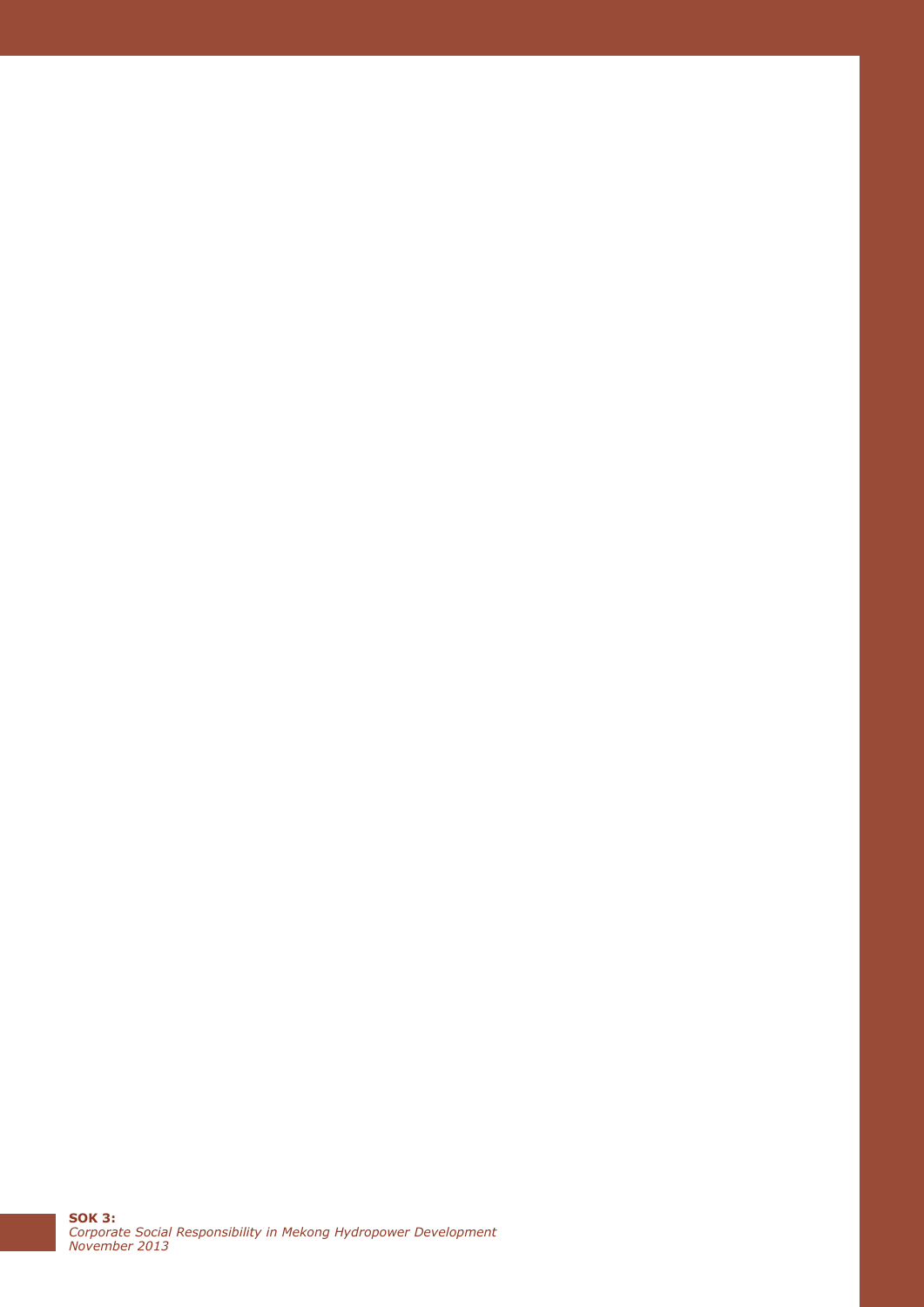**SOK 3:**
*Corporate Social Responsibility in Mekong Hydropower Development*
*November 2013*